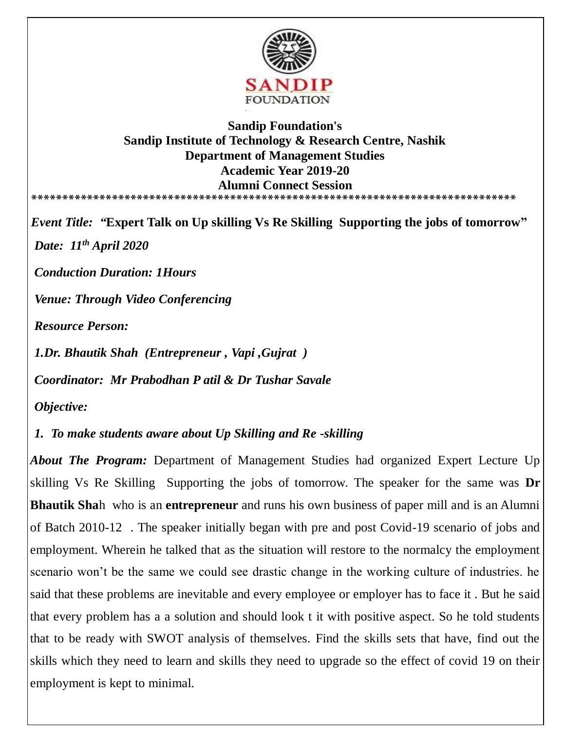**Sandip Foundation's**
**Sandip Institute of Technology & Research Centre, Nashik**
**Department of Management Studies**
**Academic Year 2019-20**
**Alumni Connect Session**

*******************************************************************************

***Event Title:* "Expert Talk on Up skilling Vs Re Skilling Supporting the jobs of tomorrow"**

***Date: 11th April 2020***

***Conduction Duration: 1Hours***

***Venue: Through Video Conferencing***

***Resource Person:***

***1.Dr. Bhautik Shah (Entrepreneur , Vapi ,Gujrat )***

***Coordinator: Mr Prabodhan P atil & Dr Tushar Savale***

***Objective:***

1. ***To make students aware about Up Skilling and Re -skilling***

***About The Program:*** Department of Management Studies had organized Expert Lecture Up skilling Vs Re Skilling Supporting the jobs of tomorrow. The speaker for the same was **Dr Bhautik Sha**h who is an **entrepreneur** and runs his own business of paper mill and is an Alumni of Batch 2010-12 . The speaker initially began with pre and post Covid-19 scenario of jobs and employment. Wherein he talked that as the situation will restore to the normalcy the employment scenario won't be the same we could see drastic change in the working culture of industries. he said that these problems are inevitable and every employee or employer has to face it . But he said that every problem has a a solution and should look t it with positive aspect. So he told students that to be ready with SWOT analysis of themselves. Find the skills sets that have, find out the skills which they need to learn and skills they need to upgrade so the effect of covid 19 on their employment is kept to minimal.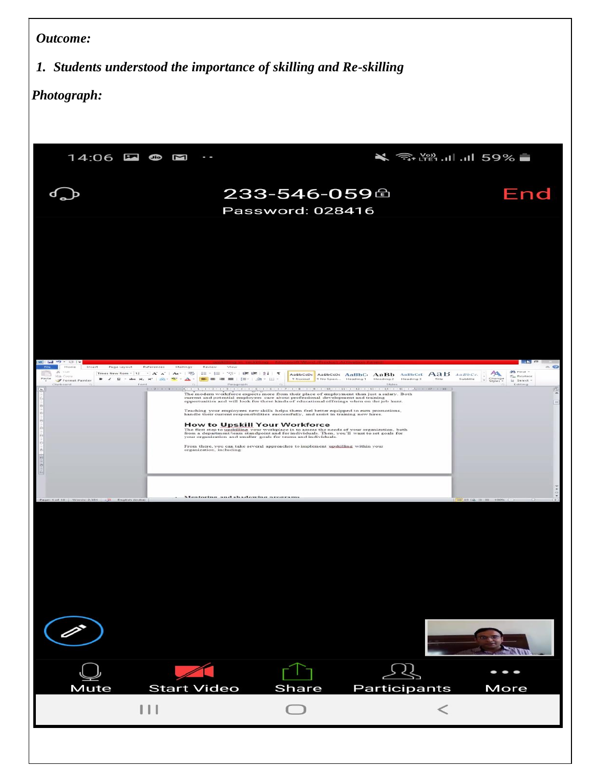***Outcome:***

1. ***Students understood the importance of skilling and Re-skilling***

***Photograph:***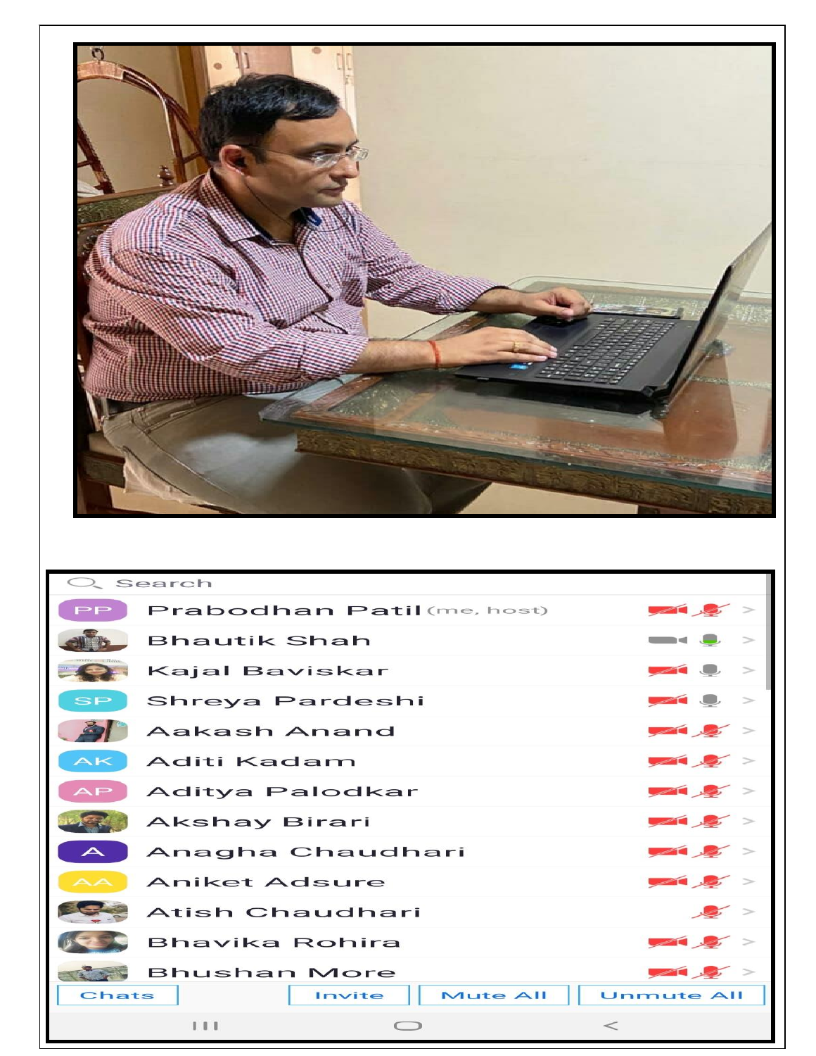Search

- PP Prabodhan Patil (me, host)
- Bhautik Shah
- Kajal Baviskar
- SP Shreya Pardeshi
- Aakash Anand
- AK Aditi Kadam
- AP Aditya Palodkar
- Akshay Birari
- A Anagha Chaudhari
- AA Aniket Adsure
- Atish Chaudhari
- Bhavika Rohira
- Bhushan More

Chats | Invite | Mute All | Unmute All